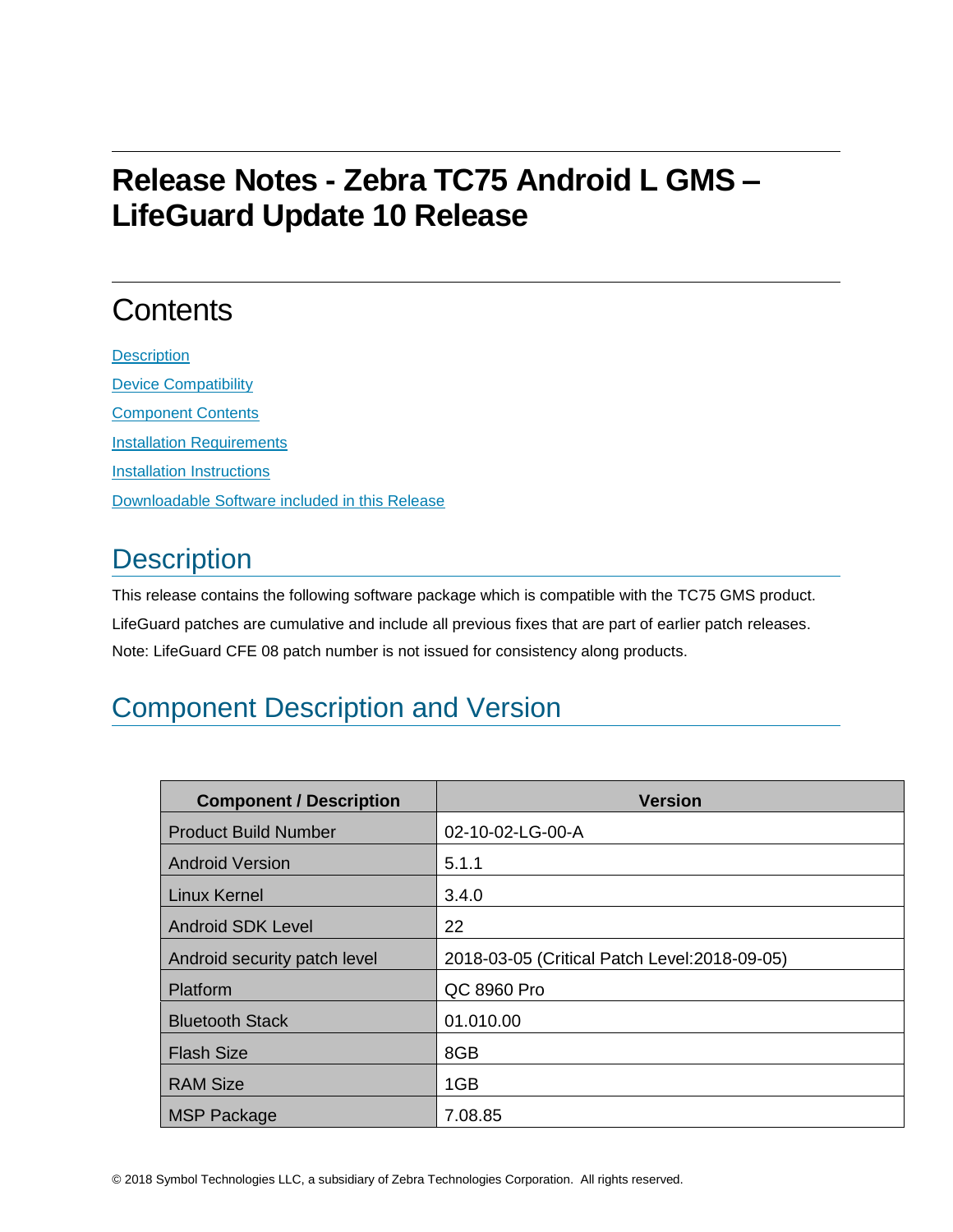# Release Notes - Zebra TC75 Android L GMS – LifeGuard Update 10 Release

## Contents

[Description](#description)

[Device Compatibility](#device-compatibility)

[Component Contents](#component-contents)

[Installation Requirements](#installation-requirements)

[Installation Instructions](#installation-instructions)

[Downloadable Software included in this Release](#downloadable-software-included-in-this-release)

## Description

This release contains the following software package which is compatible with the TC75 GMS product.

LifeGuard patches are cumulative and include all previous fixes that are part of earlier patch releases.

Note: LifeGuard CFE 08 patch number is not issued for consistency along products.

## Component Description and Version

| Component / Description | Version |
|---|---|
| Product Build Number | 02-10-02-LG-00-A |
| Android Version | 5.1.1 |
| Linux Kernel | 3.4.0 |
| Android SDK Level | 22 |
| Android security patch level | 2018-03-05 (Critical Patch Level:2018-09-05) |
| Platform | QC 8960 Pro |
| Bluetooth Stack | 01.010.00 |
| Flash Size | 8GB |
| RAM Size | 1GB |
| MSP Package | 7.08.85 |

© 2018 Symbol Technologies LLC, a subsidiary of Zebra Technologies Corporation. All rights reserved.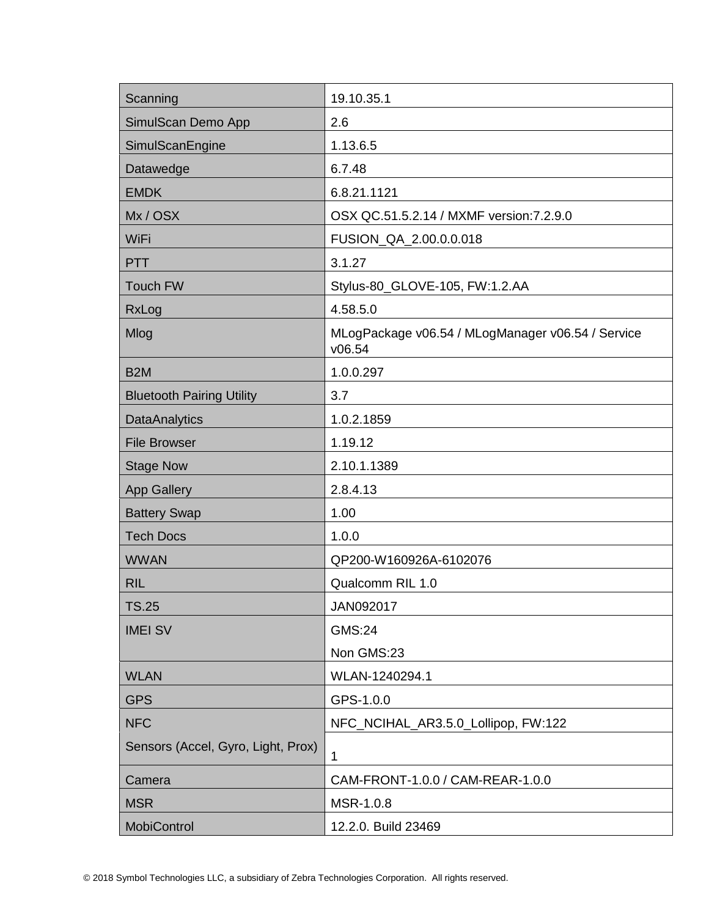| Scanning | 19.10.35.1 |
|---|---|
| SimulScan Demo App | 2.6 |
| SimulScanEngine | 1.13.6.5 |
| Datawedge | 6.7.48 |
| EMDK | 6.8.21.1121 |
| Mx / OSX | OSX QC.51.5.2.14 / MXMF version:7.2.9.0 |
| WiFi | FUSION_QA_2.00.0.0.018 |
| PTT | 3.1.27 |
| Touch FW | Stylus-80_GLOVE-105, FW:1.2.AA |
| RxLog | 4.58.5.0 |
| Mlog | MLogPackage v06.54 / MLogManager v06.54 / Service v06.54 |
| B2M | 1.0.0.297 |
| Bluetooth Pairing Utility | 3.7 |
| DataAnalytics | 1.0.2.1859 |
| File Browser | 1.19.12 |
| Stage Now | 2.10.1.1389 |
| App Gallery | 2.8.4.13 |
| Battery Swap | 1.00 |
| Tech Docs | 1.0.0 |
| WWAN | QP200-W160926A-6102076 |
| RIL | Qualcomm RIL 1.0 |
| TS.25 | JAN092017 |
| IMEI SV | GMS:24<br>Non GMS:23 |
| WLAN | WLAN-1240294.1 |
| GPS | GPS-1.0.0 |
| NFC | NFC_NCIHAL_AR3.5.0_Lollipop, FW:122 |
| Sensors (Accel, Gyro, Light, Prox) | 1 |
| Camera | CAM-FRONT-1.0.0 / CAM-REAR-1.0.0 |
| MSR | MSR-1.0.8 |
| MobiControl | 12.2.0. Build 23469 |

© 2018 Symbol Technologies LLC, a subsidiary of Zebra Technologies Corporation. All rights reserved.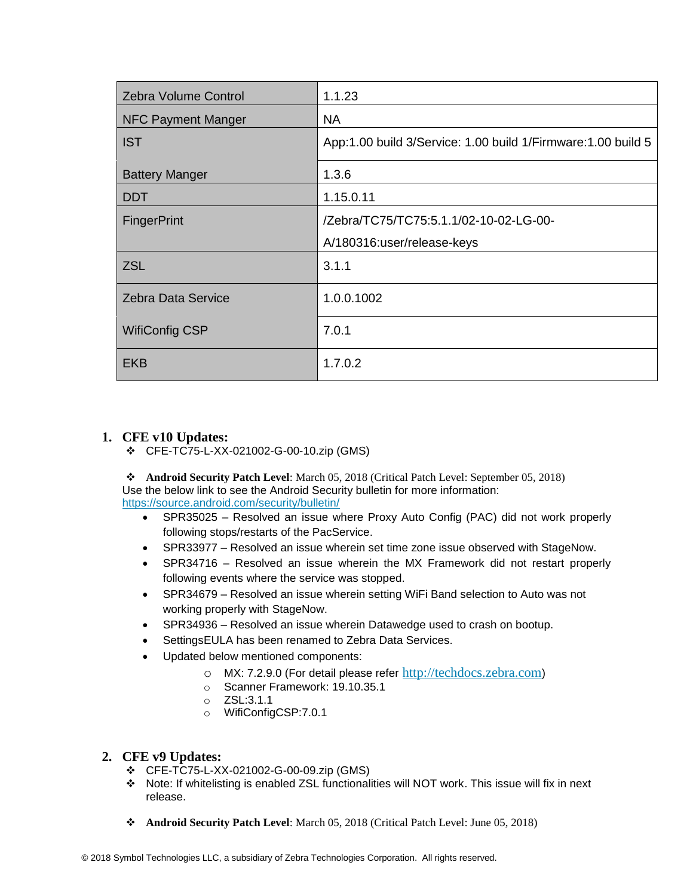| Zebra Volume Control | 1.1.23 |
| --- | --- |
| NFC Payment Manger | NA |
| IST | App:1.00 build 3/Service: 1.00 build 1/Firmware:1.00 build 5 |
| Battery Manger | 1.3.6 |
| DDT | 1.15.0.11 |
| FingerPrint | /Zebra/TC75/TC75:5.1.1/02-10-02-LG-00-A/180316:user/release-keys |
| ZSL | 3.1.1 |
| Zebra Data Service | 1.0.0.1002 |
| WifiConfig CSP | 7.0.1 |
| EKB | 1.7.0.2 |

## 1. CFE v10 Updates:

- ❖ CFE-TC75-L-XX-021002-G-00-10.zip (GMS)

- ❖ **Android Security Patch Level**: March 05, 2018 (Critical Patch Level: September 05, 2018)

Use the below link to see the Android Security bulletin for more information: https://source.android.com/security/bulletin/

- SPR35025 – Resolved an issue where Proxy Auto Config (PAC) did not work properly following stops/restarts of the PacService.
- SPR33977 – Resolved an issue wherein set time zone issue observed with StageNow.
- SPR34716 – Resolved an issue wherein the MX Framework did not restart properly following events where the service was stopped.
- SPR34679 – Resolved an issue wherein setting WiFi Band selection to Auto was not working properly with StageNow.
- SPR34936 – Resolved an issue wherein Datawedge used to crash on bootup.
- SettingsEULA has been renamed to Zebra Data Services.
- Updated below mentioned components:
  - MX: 7.2.9.0 (For detail please refer http://techdocs.zebra.com)
  - Scanner Framework: 19.10.35.1
  - ZSL:3.1.1
  - WifiConfigCSP:7.0.1

## 2. CFE v9 Updates:

- ❖ CFE-TC75-L-XX-021002-G-00-09.zip (GMS)
- ❖ Note: If whitelisting is enabled ZSL functionalities will NOT work. This issue will fix in next release.

- ❖ **Android Security Patch Level**: March 05, 2018 (Critical Patch Level: June 05, 2018)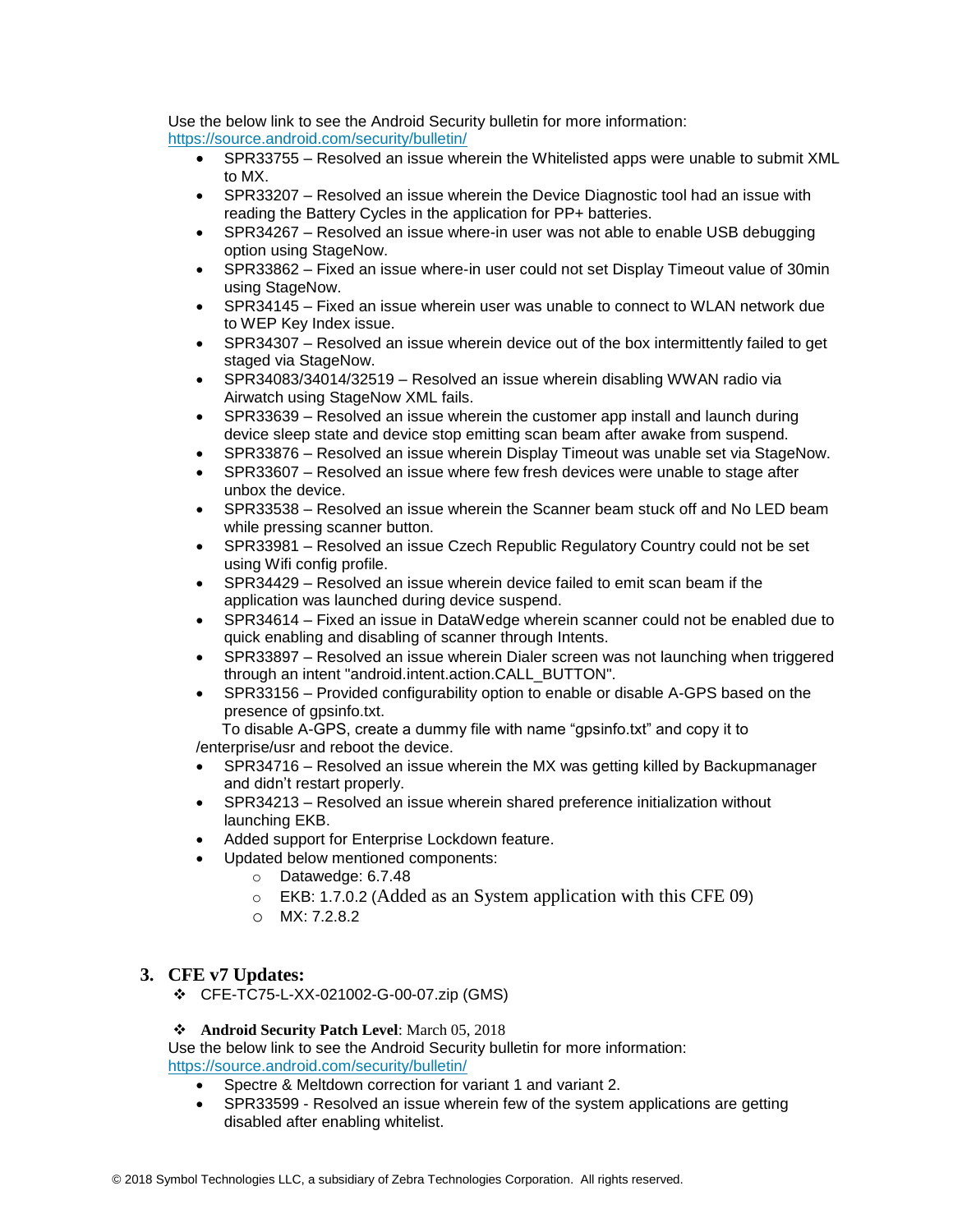Use the below link to see the Android Security bulletin for more information: https://source.android.com/security/bulletin/

- SPR33755 – Resolved an issue wherein the Whitelisted apps were unable to submit XML to MX.
- SPR33207 – Resolved an issue wherein the Device Diagnostic tool had an issue with reading the Battery Cycles in the application for PP+ batteries.
- SPR34267 – Resolved an issue where-in user was not able to enable USB debugging option using StageNow.
- SPR33862 – Fixed an issue where-in user could not set Display Timeout value of 30min using StageNow.
- SPR34145 – Fixed an issue wherein user was unable to connect to WLAN network due to WEP Key Index issue.
- SPR34307 – Resolved an issue wherein device out of the box intermittently failed to get staged via StageNow.
- SPR34083/34014/32519 – Resolved an issue wherein disabling WWAN radio via Airwatch using StageNow XML fails.
- SPR33639 – Resolved an issue wherein the customer app install and launch during device sleep state and device stop emitting scan beam after awake from suspend.
- SPR33876 – Resolved an issue wherein Display Timeout was unable set via StageNow.
- SPR33607 – Resolved an issue where few fresh devices were unable to stage after unbox the device.
- SPR33538 – Resolved an issue wherein the Scanner beam stuck off and No LED beam while pressing scanner button.
- SPR33981 – Resolved an issue Czech Republic Regulatory Country could not be set using Wifi config profile.
- SPR34429 – Resolved an issue wherein device failed to emit scan beam if the application was launched during device suspend.
- SPR34614 – Fixed an issue in DataWedge wherein scanner could not be enabled due to quick enabling and disabling of scanner through Intents.
- SPR33897 – Resolved an issue wherein Dialer screen was not launching when triggered through an intent "android.intent.action.CALL_BUTTON".
- SPR33156 – Provided configurability option to enable or disable A-GPS based on the presence of gpsinfo.txt.

  To disable A-GPS, create a dummy file with name "gpsinfo.txt" and copy it to /enterprise/usr and reboot the device.
- SPR34716 – Resolved an issue wherein the MX was getting killed by Backupmanager and didn't restart properly.
- SPR34213 – Resolved an issue wherein shared preference initialization without launching EKB.
- Added support for Enterprise Lockdown feature.
- Updated below mentioned components:
  - Datawedge: 6.7.48
  - EKB: 1.7.0.2 (Added as an System application with this CFE 09)
  - MX: 7.2.8.2

## 3. CFE v7 Updates:

- ❖ CFE-TC75-L-XX-021002-G-00-07.zip (GMS)

- ❖ **Android Security Patch Level**: March 05, 2018

Use the below link to see the Android Security bulletin for more information: https://source.android.com/security/bulletin/

- Spectre & Meltdown correction for variant 1 and variant 2.
- SPR33599 - Resolved an issue wherein few of the system applications are getting disabled after enabling whitelist.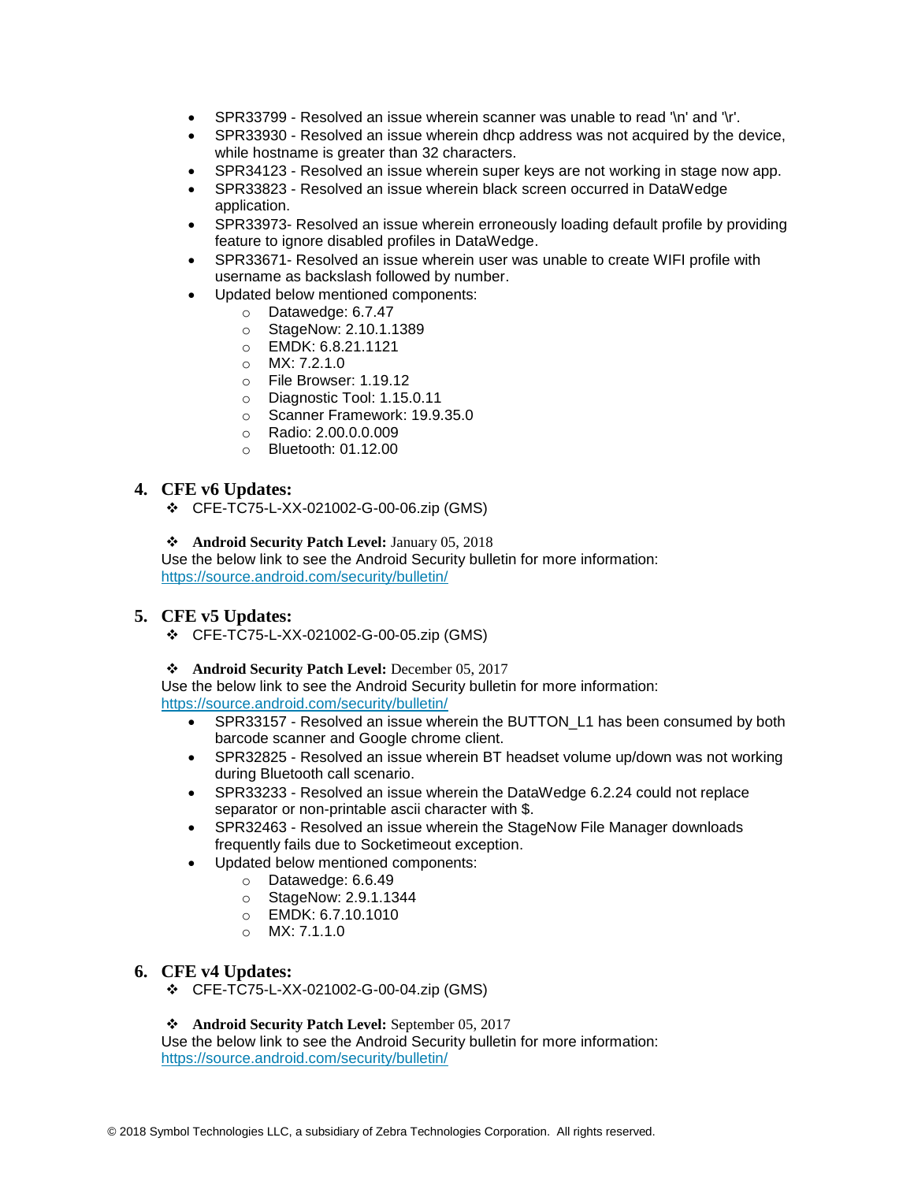- SPR33799 - Resolved an issue wherein scanner was unable to read '\n' and '\r'.
- SPR33930 - Resolved an issue wherein dhcp address was not acquired by the device, while hostname is greater than 32 characters.
- SPR34123 - Resolved an issue wherein super keys are not working in stage now app.
- SPR33823 - Resolved an issue wherein black screen occurred in DataWedge application.
- SPR33973- Resolved an issue wherein erroneously loading default profile by providing feature to ignore disabled profiles in DataWedge.
- SPR33671- Resolved an issue wherein user was unable to create WIFI profile with username as backslash followed by number.
- Updated below mentioned components:
  - Datawedge: 6.7.47
  - StageNow: 2.10.1.1389
  - EMDK: 6.8.21.1121
  - MX: 7.2.1.0
  - File Browser: 1.19.12
  - Diagnostic Tool: 1.15.0.11
  - Scanner Framework: 19.9.35.0
  - Radio: 2.00.0.0.009
  - Bluetooth: 01.12.00

## 4. CFE v6 Updates:

❖ CFE-TC75-L-XX-021002-G-00-06.zip (GMS)

❖ **Android Security Patch Level:** January 05, 2018

Use the below link to see the Android Security bulletin for more information:
https://source.android.com/security/bulletin/

## 5. CFE v5 Updates:

❖ CFE-TC75-L-XX-021002-G-00-05.zip (GMS)

❖ **Android Security Patch Level:** December 05, 2017

Use the below link to see the Android Security bulletin for more information:
https://source.android.com/security/bulletin/

- SPR33157 - Resolved an issue wherein the BUTTON_L1 has been consumed by both barcode scanner and Google chrome client.
- SPR32825 - Resolved an issue wherein BT headset volume up/down was not working during Bluetooth call scenario.
- SPR33233 - Resolved an issue wherein the DataWedge 6.2.24 could not replace separator or non-printable ascii character with $.
- SPR32463 - Resolved an issue wherein the StageNow File Manager downloads frequently fails due to Socketimeout exception.
- Updated below mentioned components:
  - Datawedge: 6.6.49
  - StageNow: 2.9.1.1344
  - EMDK: 6.7.10.1010
  - MX: 7.1.1.0

## 6. CFE v4 Updates:

❖ CFE-TC75-L-XX-021002-G-00-04.zip (GMS)

❖ **Android Security Patch Level:** September 05, 2017

Use the below link to see the Android Security bulletin for more information:
https://source.android.com/security/bulletin/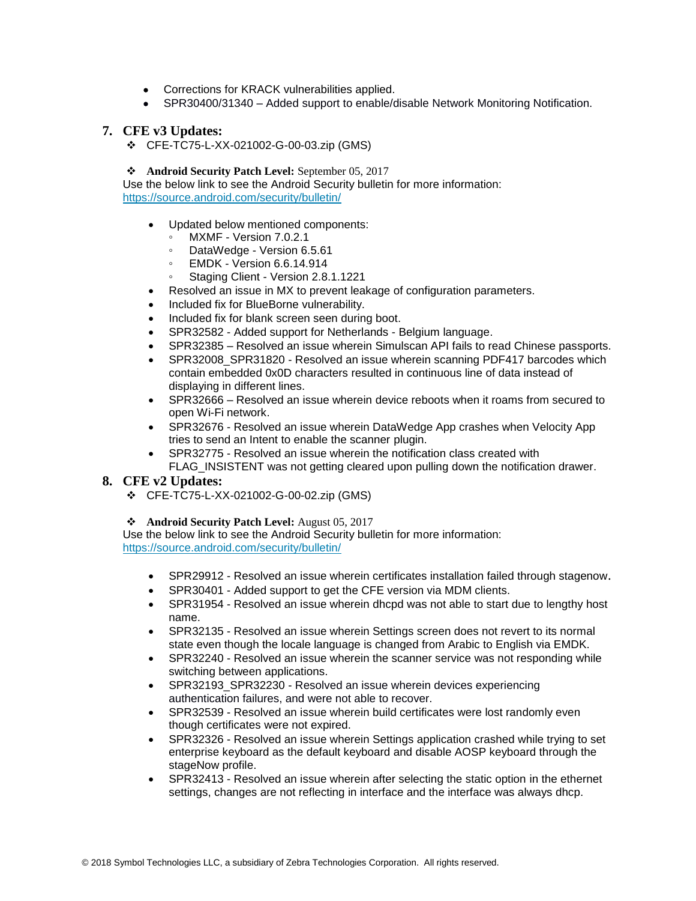- Corrections for KRACK vulnerabilities applied.
- SPR30400/31340 – Added support to enable/disable Network Monitoring Notification.

## 7. CFE v3 Updates:

- ❖ CFE-TC75-L-XX-021002-G-00-03.zip (GMS)

- ❖ **Android Security Patch Level:** September 05, 2017

Use the below link to see the Android Security bulletin for more information:
https://source.android.com/security/bulletin/

- Updated below mentioned components:
  - MXMF - Version 7.0.2.1
  - DataWedge - Version 6.5.61
  - EMDK - Version 6.6.14.914
  - Staging Client - Version 2.8.1.1221
- Resolved an issue in MX to prevent leakage of configuration parameters.
- Included fix for BlueBorne vulnerability.
- Included fix for blank screen seen during boot.
- SPR32582 - Added support for Netherlands - Belgium language.
- SPR32385 – Resolved an issue wherein Simulscan API fails to read Chinese passports.
- SPR32008_SPR31820 - Resolved an issue wherein scanning PDF417 barcodes which contain embedded 0x0D characters resulted in continuous line of data instead of displaying in different lines.
- SPR32666 – Resolved an issue wherein device reboots when it roams from secured to open Wi-Fi network.
- SPR32676 - Resolved an issue wherein DataWedge App crashes when Velocity App tries to send an Intent to enable the scanner plugin.
- SPR32775 - Resolved an issue wherein the notification class created with FLAG_INSISTENT was not getting cleared upon pulling down the notification drawer.

## 8. CFE v2 Updates:

- ❖ CFE-TC75-L-XX-021002-G-00-02.zip (GMS)

- ❖ **Android Security Patch Level:** August 05, 2017

Use the below link to see the Android Security bulletin for more information:
https://source.android.com/security/bulletin/

- SPR29912 - Resolved an issue wherein certificates installation failed through stagenow.
- SPR30401 - Added support to get the CFE version via MDM clients.
- SPR31954 - Resolved an issue wherein dhcpd was not able to start due to lengthy host name.
- SPR32135 - Resolved an issue wherein Settings screen does not revert to its normal state even though the locale language is changed from Arabic to English via EMDK.
- SPR32240 - Resolved an issue wherein the scanner service was not responding while switching between applications.
- SPR32193_SPR32230 - Resolved an issue wherein devices experiencing authentication failures, and were not able to recover.
- SPR32539 - Resolved an issue wherein build certificates were lost randomly even though certificates were not expired.
- SPR32326 - Resolved an issue wherein Settings application crashed while trying to set enterprise keyboard as the default keyboard and disable AOSP keyboard through the stageNow profile.
- SPR32413 - Resolved an issue wherein after selecting the static option in the ethernet settings, changes are not reflecting in interface and the interface was always dhcp.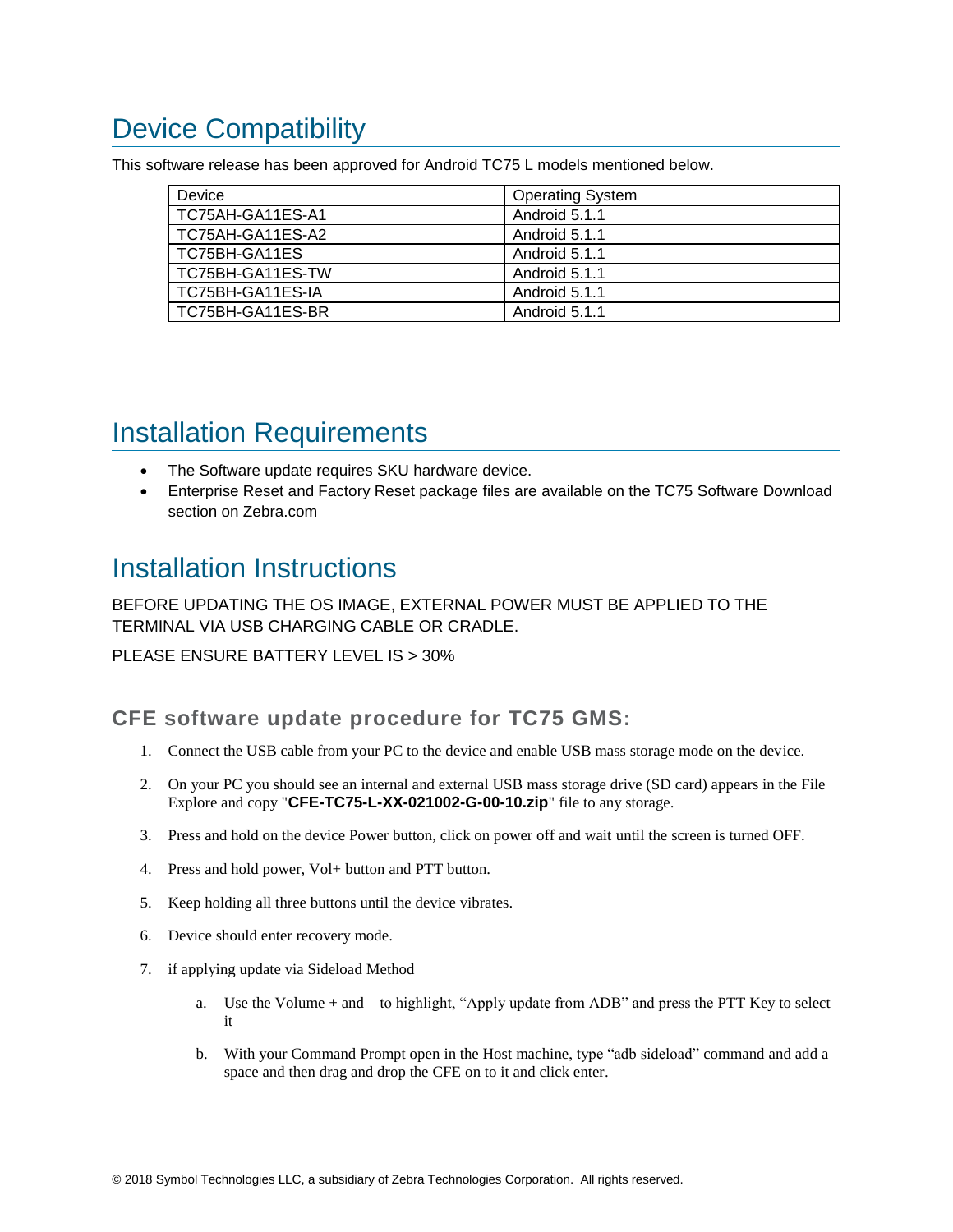# Device Compatibility

This software release has been approved for Android TC75 L models mentioned below.

| Device | Operating System |
| --- | --- |
| TC75AH-GA11ES-A1 | Android 5.1.1 |
| TC75AH-GA11ES-A2 | Android 5.1.1 |
| TC75BH-GA11ES | Android 5.1.1 |
| TC75BH-GA11ES-TW | Android 5.1.1 |
| TC75BH-GA11ES-IA | Android 5.1.1 |
| TC75BH-GA11ES-BR | Android 5.1.1 |

# Installation Requirements

- The Software update requires SKU hardware device.
- Enterprise Reset and Factory Reset package files are available on the TC75 Software Download section on Zebra.com

# Installation Instructions

BEFORE UPDATING THE OS IMAGE, EXTERNAL POWER MUST BE APPLIED TO THE TERMINAL VIA USB CHARGING CABLE OR CRADLE.

PLEASE ENSURE BATTERY LEVEL IS > 30%

## CFE software update procedure for TC75 GMS:

1. Connect the USB cable from your PC to the device and enable USB mass storage mode on the device.
2. On your PC you should see an internal and external USB mass storage drive (SD card) appears in the File Explore and copy "**CFE-TC75-L-XX-021002-G-00-10.zip**" file to any storage.
3. Press and hold on the device Power button, click on power off and wait until the screen is turned OFF.
4. Press and hold power, Vol+ button and PTT button.
5. Keep holding all three buttons until the device vibrates.
6. Device should enter recovery mode.
7. if applying update via Sideload Method
   a. Use the Volume + and – to highlight, “Apply update from ADB” and press the PTT Key to select it
   b. With your Command Prompt open in the Host machine, type “adb sideload” command and add a space and then drag and drop the CFE on to it and click enter.

© 2018 Symbol Technologies LLC, a subsidiary of Zebra Technologies Corporation. All rights reserved.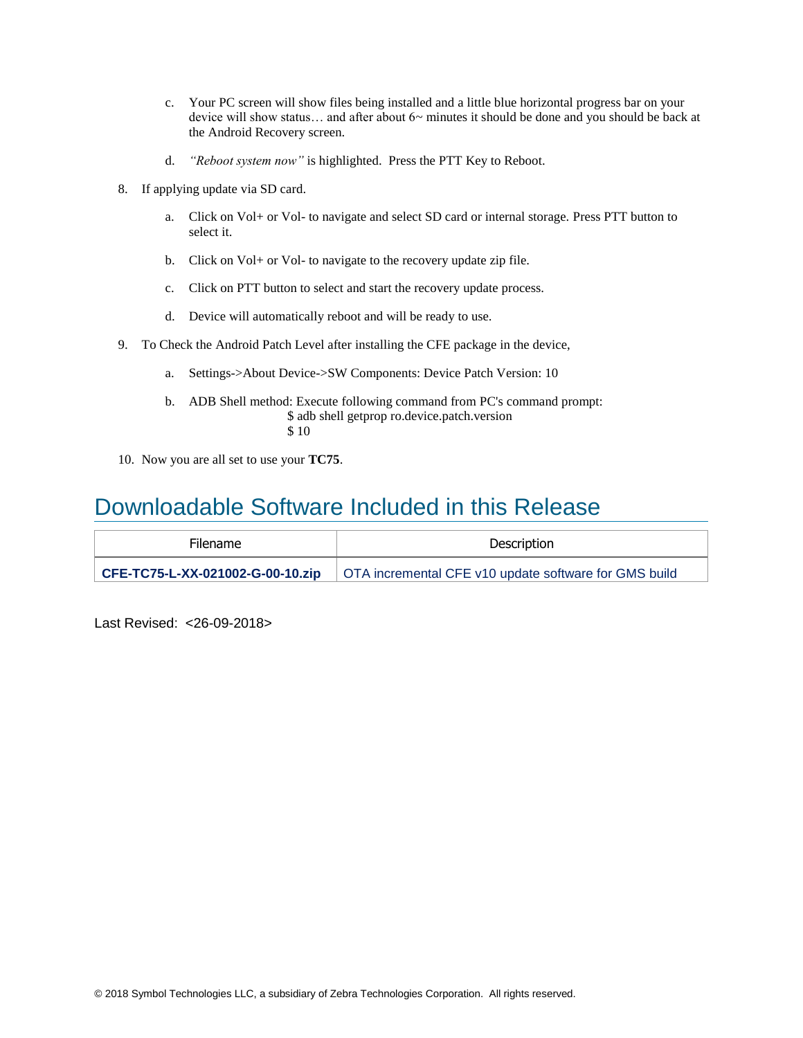c. Your PC screen will show files being installed and a little blue horizontal progress bar on your device will show status… and after about 6~ minutes it should be done and you should be back at the Android Recovery screen.

   d. *"Reboot system now"* is highlighted. Press the PTT Key to Reboot.

8. If applying update via SD card.

   a. Click on Vol+ or Vol- to navigate and select SD card or internal storage. Press PTT button to select it.

   b. Click on Vol+ or Vol- to navigate to the recovery update zip file.

   c. Click on PTT button to select and start the recovery update process.

   d. Device will automatically reboot and will be ready to use.

9. To Check the Android Patch Level after installing the CFE package in the device,

   a. Settings->About Device->SW Components: Device Patch Version: 10

   b. ADB Shell method: Execute following command from PC's command prompt:

      $ adb shell getprop ro.device.patch.version
      $ 10

10. Now you are all set to use your **TC75**.

# Downloadable Software Included in this Release

| Filename | Description |
|---|---|
| **CFE-TC75-L-XX-021002-G-00-10.zip** | OTA incremental CFE v10 update software for GMS build |

Last Revised: <26-09-2018>

© 2018 Symbol Technologies LLC, a subsidiary of Zebra Technologies Corporation. All rights reserved.